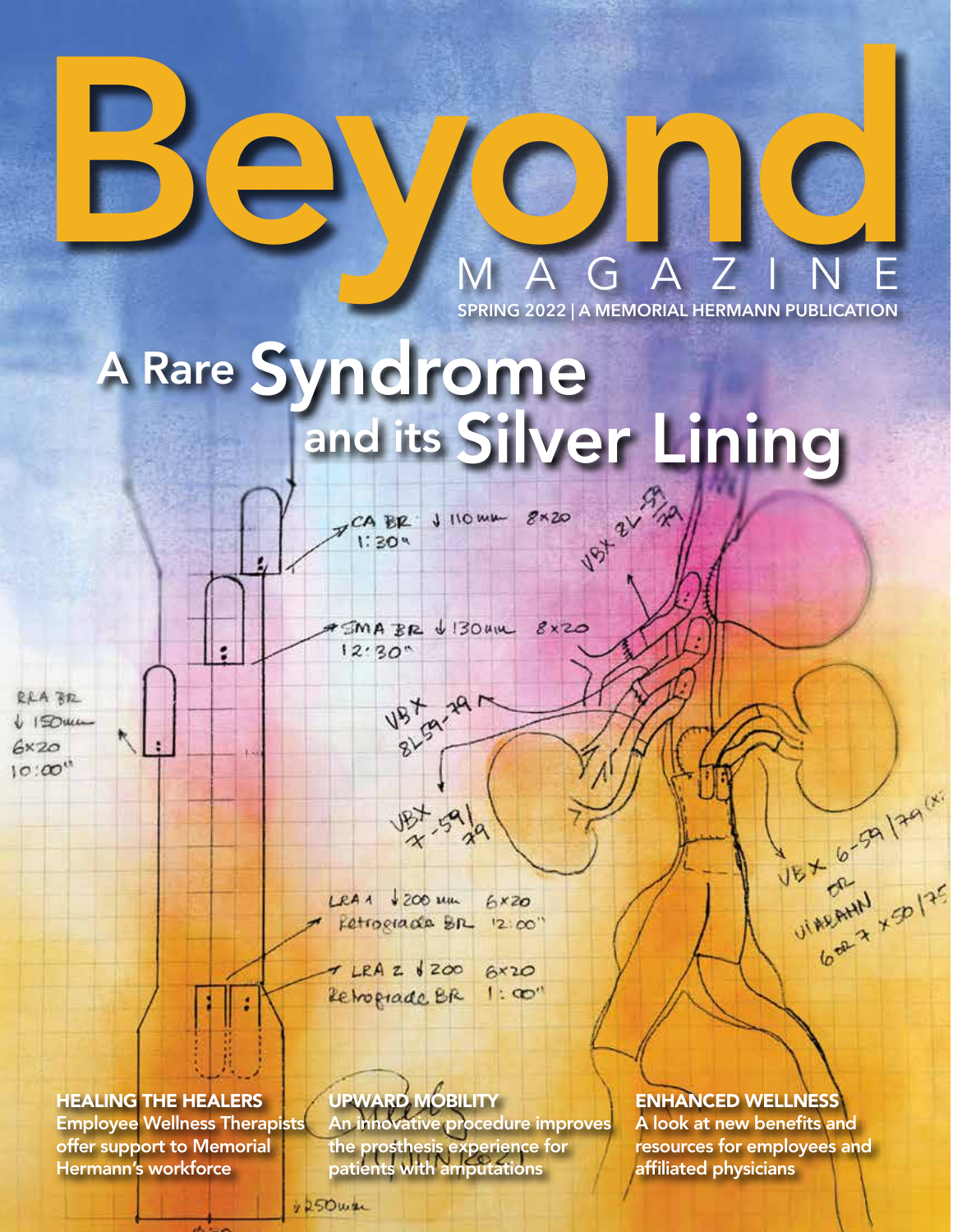# Beyond

MAGAZINE

SPRING 2022 | A MEMORIAL HERMANN PUBLICATION

## A Rare Syndrome and its Silver Lining

**HEALING THE HEALERS**
Employee Wellness Therapists offer support to Memorial Hermann's workforce

**UPWARD MOBILITY**
An innovative procedure improves the prosthesis experience for patients with amputations

**ENHANCED WELLNESS**
A look at new benefits and resources for employees and affiliated physicians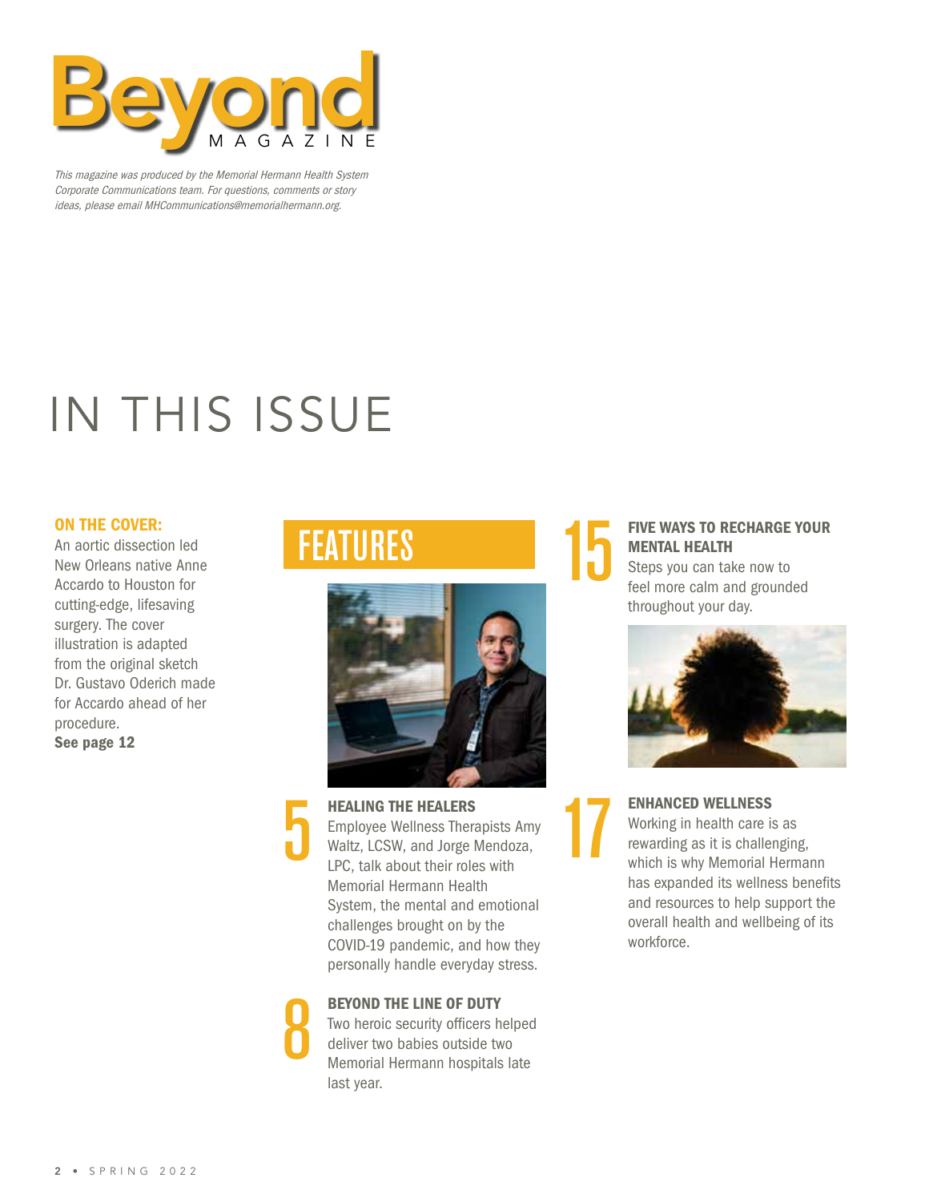Beyond MAGAZINE

*This magazine was produced by the Memorial Hermann Health System Corporate Communications team. For questions, comments or story ideas, please email MHCommunications@memorialhermann.org.*

# IN THIS ISSUE

**ON THE COVER:**
An aortic dissection led New Orleans native Anne Accardo to Houston for cutting-edge, lifesaving surgery. The cover illustration is adapted from the original sketch Dr. Gustavo Oderich made for Accardo ahead of her procedure.
**See page 12**

## FEATURES

**5 HEALING THE HEALERS**
Employee Wellness Therapists Amy Waltz, LCSW, and Jorge Mendoza, LPC, talk about their roles with Memorial Hermann Health System, the mental and emotional challenges brought on by the COVID-19 pandemic, and how they personally handle everyday stress.

**8 BEYOND THE LINE OF DUTY**
Two heroic security officers helped deliver two babies outside two Memorial Hermann hospitals late last year.

**15 FIVE WAYS TO RECHARGE YOUR MENTAL HEALTH**
Steps you can take now to feel more calm and grounded throughout your day.

**17 ENHANCED WELLNESS**
Working in health care is as rewarding as it is challenging, which is why Memorial Hermann has expanded its wellness benefits and resources to help support the overall health and wellbeing of its workforce.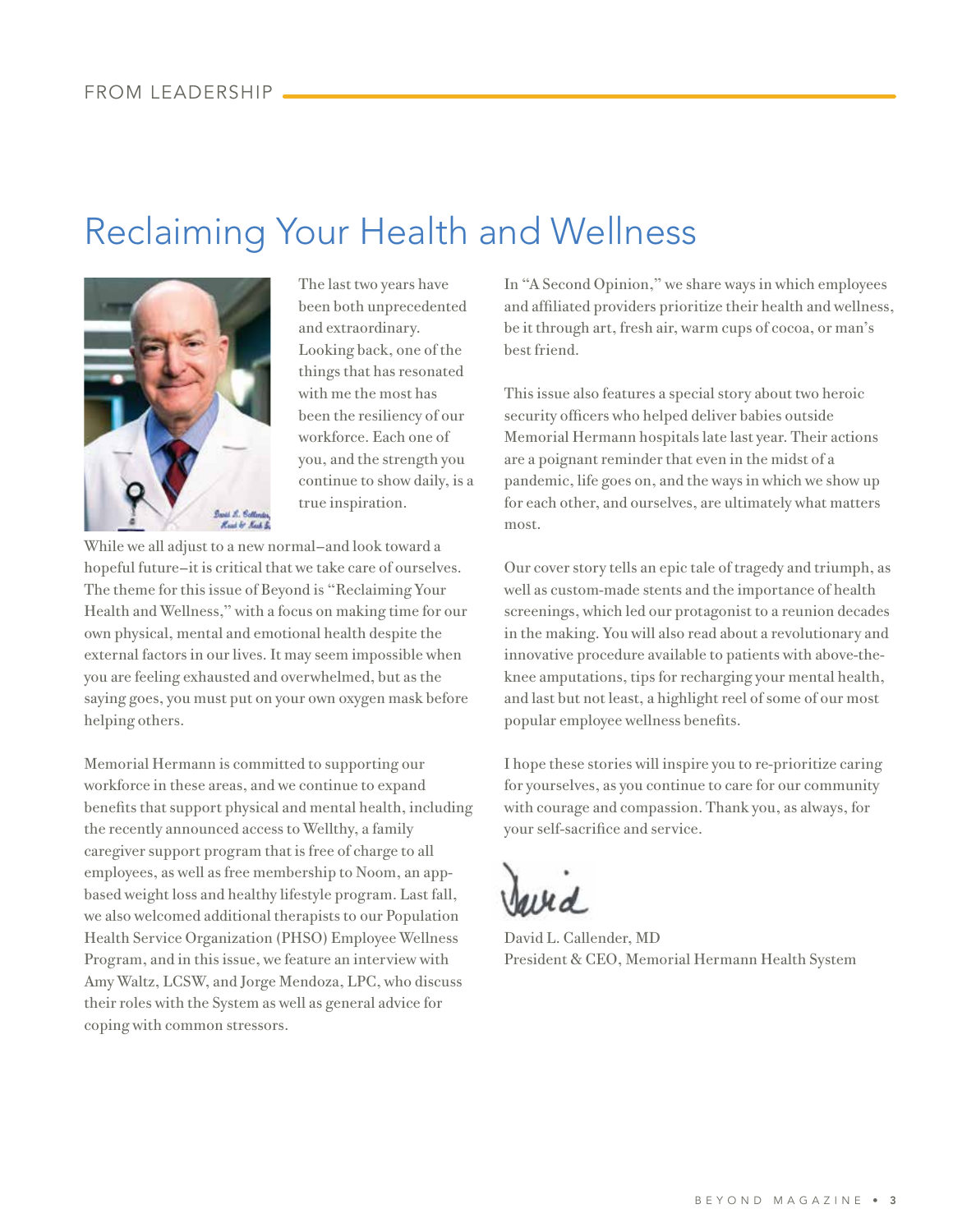FROM LEADERSHIP

# Reclaiming Your Health and Wellness

The last two years have been both unprecedented and extraordinary. Looking back, one of the things that has resonated with me the most has been the resiliency of our workforce. Each one of you, and the strength you continue to show daily, is a true inspiration.

While we all adjust to a new normal–and look toward a hopeful future–it is critical that we take care of ourselves. The theme for this issue of Beyond is "Reclaiming Your Health and Wellness," with a focus on making time for our own physical, mental and emotional health despite the external factors in our lives. It may seem impossible when you are feeling exhausted and overwhelmed, but as the saying goes, you must put on your own oxygen mask before helping others.

Memorial Hermann is committed to supporting our workforce in these areas, and we continue to expand benefits that support physical and mental health, including the recently announced access to Wellthy, a family caregiver support program that is free of charge to all employees, as well as free membership to Noom, an app-based weight loss and healthy lifestyle program. Last fall, we also welcomed additional therapists to our Population Health Service Organization (PHSO) Employee Wellness Program, and in this issue, we feature an interview with Amy Waltz, LCSW, and Jorge Mendoza, LPC, who discuss their roles with the System as well as general advice for coping with common stressors.

In "A Second Opinion," we share ways in which employees and affiliated providers prioritize their health and wellness, be it through art, fresh air, warm cups of cocoa, or man's best friend.

This issue also features a special story about two heroic security officers who helped deliver babies outside Memorial Hermann hospitals late last year. Their actions are a poignant reminder that even in the midst of a pandemic, life goes on, and the ways in which we show up for each other, and ourselves, are ultimately what matters most.

Our cover story tells an epic tale of tragedy and triumph, as well as custom-made stents and the importance of health screenings, which led our protagonist to a reunion decades in the making. You will also read about a revolutionary and innovative procedure available to patients with above-the-knee amputations, tips for recharging your mental health, and last but not least, a highlight reel of some of our most popular employee wellness benefits.

I hope these stories will inspire you to re-prioritize caring for yourselves, as you continue to care for our community with courage and compassion. Thank you, as always, for your self-sacrifice and service.

David

David L. Callender, MD
President & CEO, Memorial Hermann Health System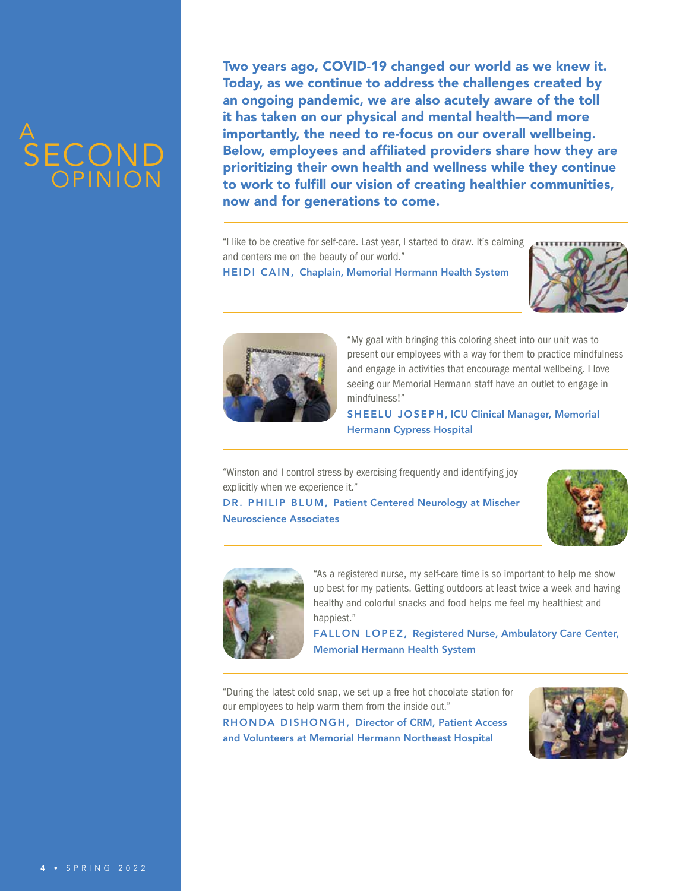# A SECOND OPINION

**Two years ago, COVID-19 changed our world as we knew it. Today, as we continue to address the challenges created by an ongoing pandemic, we are also acutely aware of the toll it has taken on our physical and mental health—and more importantly, the need to re-focus on our overall wellbeing. Below, employees and affiliated providers share how they are prioritizing their own health and wellness while they continue to work to fulfill our vision of creating healthier communities, now and for generations to come.**

---

"I like to be creative for self-care. Last year, I started to draw. It's calming and centers me on the beauty of our world."

**HEIDI CAIN, Chaplain, Memorial Hermann Health System**

---

"My goal with bringing this coloring sheet into our unit was to present our employees with a way for them to practice mindfulness and engage in activities that encourage mental wellbeing. I love seeing our Memorial Hermann staff have an outlet to engage in mindfulness!"

**SHEELU JOSEPH, ICU Clinical Manager, Memorial Hermann Cypress Hospital**

---

"Winston and I control stress by exercising frequently and identifying joy explicitly when we experience it."

**DR. PHILIP BLUM, Patient Centered Neurology at Mischer Neuroscience Associates**

---

"As a registered nurse, my self-care time is so important to help me show up best for my patients. Getting outdoors at least twice a week and having healthy and colorful snacks and food helps me feel my healthiest and happiest."

**FALLON LOPEZ, Registered Nurse, Ambulatory Care Center, Memorial Hermann Health System**

---

"During the latest cold snap, we set up a free hot chocolate station for our employees to help warm them from the inside out."

**RHONDA DISHONGH, Director of CRM, Patient Access and Volunteers at Memorial Hermann Northeast Hospital**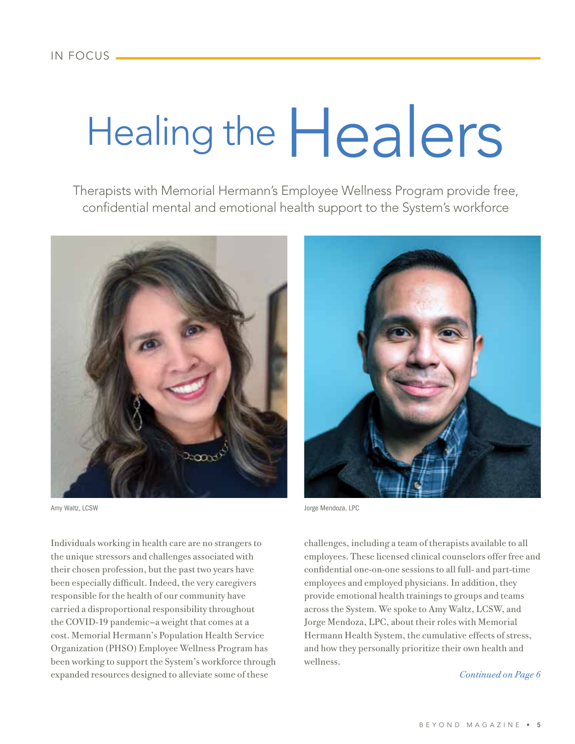IN FOCUS

# Healing the Healers

Therapists with Memorial Hermann's Employee Wellness Program provide free, confidential mental and emotional health support to the System's workforce

Amy Waltz, LCSW

Jorge Mendoza, LPC

Individuals working in health care are no strangers to the unique stressors and challenges associated with their chosen profession, but the past two years have been especially difficult. Indeed, the very caregivers responsible for the health of our community have carried a disproportional responsibility throughout the COVID-19 pandemic–a weight that comes at a cost. Memorial Hermann's Population Health Service Organization (PHSO) Employee Wellness Program has been working to support the System's workforce through expanded resources designed to alleviate some of these challenges, including a team of therapists available to all employees. These licensed clinical counselors offer free and confidential one-on-one sessions to all full- and part-time employees and employed physicians. In addition, they provide emotional health trainings to groups and teams across the System. We spoke to Amy Waltz, LCSW, and Jorge Mendoza, LPC, about their roles with Memorial Hermann Health System, the cumulative effects of stress, and how they personally prioritize their own health and wellness.

*Continued on Page 6*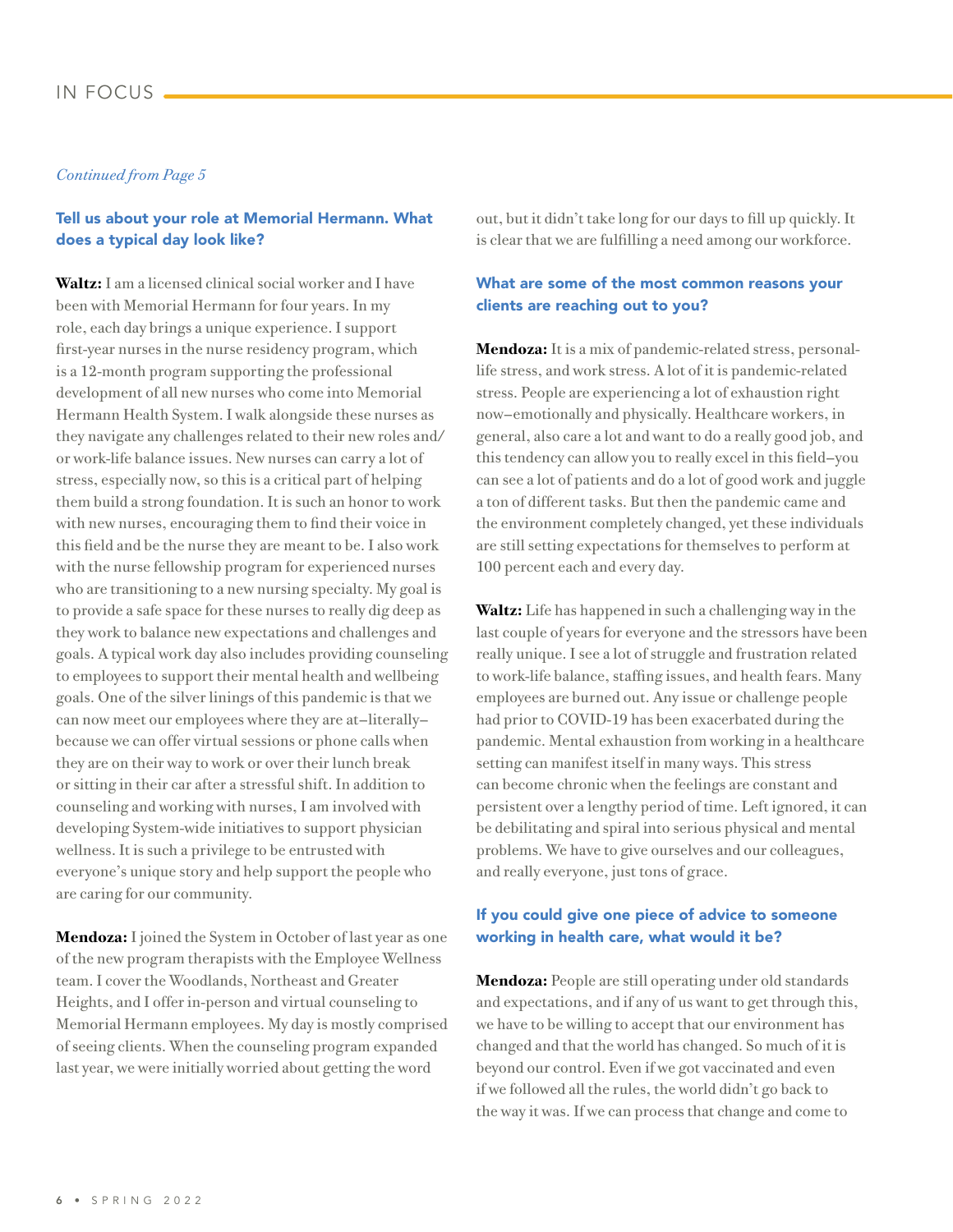*Continued from Page 5*

### Tell us about your role at Memorial Hermann. What does a typical day look like?

**Waltz:** I am a licensed clinical social worker and I have been with Memorial Hermann for four years. In my role, each day brings a unique experience. I support first-year nurses in the nurse residency program, which is a 12-month program supporting the professional development of all new nurses who come into Memorial Hermann Health System. I walk alongside these nurses as they navigate any challenges related to their new roles and/or work-life balance issues. New nurses can carry a lot of stress, especially now, so this is a critical part of helping them build a strong foundation. It is such an honor to work with new nurses, encouraging them to find their voice in this field and be the nurse they are meant to be. I also work with the nurse fellowship program for experienced nurses who are transitioning to a new nursing specialty. My goal is to provide a safe space for these nurses to really dig deep as they work to balance new expectations and challenges and goals. A typical work day also includes providing counseling to employees to support their mental health and wellbeing goals. One of the silver linings of this pandemic is that we can now meet our employees where they are at–literally–because we can offer virtual sessions or phone calls when they are on their way to work or over their lunch break or sitting in their car after a stressful shift. In addition to counseling and working with nurses, I am involved with developing System-wide initiatives to support physician wellness. It is such a privilege to be entrusted with everyone's unique story and help support the people who are caring for our community.

**Mendoza:** I joined the System in October of last year as one of the new program therapists with the Employee Wellness team. I cover the Woodlands, Northeast and Greater Heights, and I offer in-person and virtual counseling to Memorial Hermann employees. My day is mostly comprised of seeing clients. When the counseling program expanded last year, we were initially worried about getting the word out, but it didn't take long for our days to fill up quickly. It is clear that we are fulfilling a need among our workforce.

### What are some of the most common reasons your clients are reaching out to you?

**Mendoza:** It is a mix of pandemic-related stress, personal-life stress, and work stress. A lot of it is pandemic-related stress. People are experiencing a lot of exhaustion right now–emotionally and physically. Healthcare workers, in general, also care a lot and want to do a really good job, and this tendency can allow you to really excel in this field–you can see a lot of patients and do a lot of good work and juggle a ton of different tasks. But then the pandemic came and the environment completely changed, yet these individuals are still setting expectations for themselves to perform at 100 percent each and every day.

**Waltz:** Life has happened in such a challenging way in the last couple of years for everyone and the stressors have been really unique. I see a lot of struggle and frustration related to work-life balance, staffing issues, and health fears. Many employees are burned out. Any issue or challenge people had prior to COVID-19 has been exacerbated during the pandemic. Mental exhaustion from working in a healthcare setting can manifest itself in many ways. This stress can become chronic when the feelings are constant and persistent over a lengthy period of time. Left ignored, it can be debilitating and spiral into serious physical and mental problems. We have to give ourselves and our colleagues, and really everyone, just tons of grace.

### If you could give one piece of advice to someone working in health care, what would it be?

**Mendoza:** People are still operating under old standards and expectations, and if any of us want to get through this, we have to be willing to accept that our environment has changed and that the world has changed. So much of it is beyond our control. Even if we got vaccinated and even if we followed all the rules, the world didn't go back to the way it was. If we can process that change and come to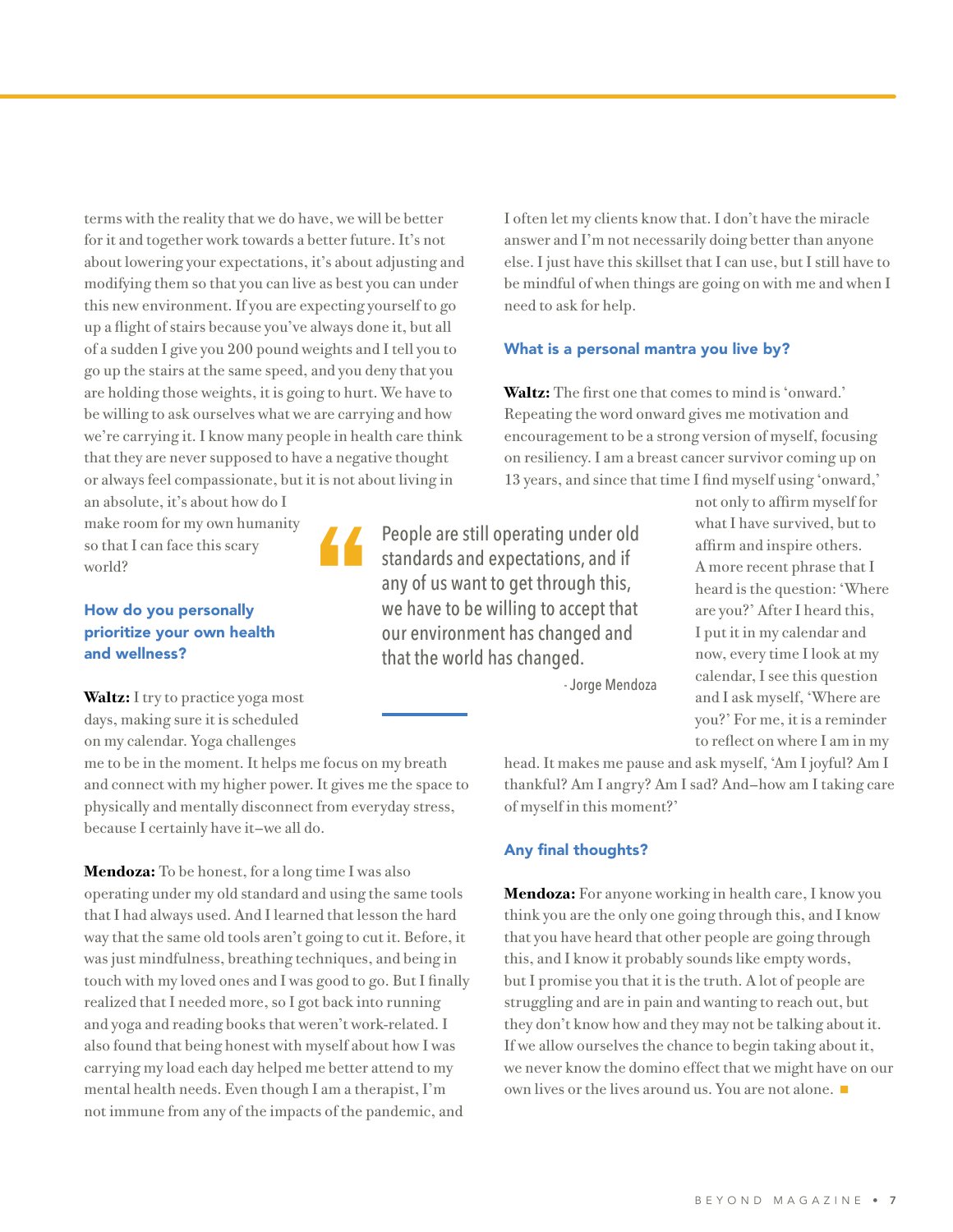terms with the reality that we do have, we will be better for it and together work towards a better future. It's not about lowering your expectations, it's about adjusting and modifying them so that you can live as best you can under this new environment. If you are expecting yourself to go up a flight of stairs because you've always done it, but all of a sudden I give you 200 pound weights and I tell you to go up the stairs at the same speed, and you deny that you are holding those weights, it is going to hurt. We have to be willing to ask ourselves what we are carrying and how we're carrying it. I know many people in health care think that they are never supposed to have a negative thought or always feel compassionate, but it is not about living in an absolute, it's about how do I make room for my own humanity so that I can face this scary world?

> People are still operating under old standards and expectations, and if any of us want to get through this, we have to be willing to accept that our environment has changed and that the world has changed.
>
> \- Jorge Mendoza

### How do you personally prioritize your own health and wellness?

**Waltz:** I try to practice yoga most days, making sure it is scheduled on my calendar. Yoga challenges me to be in the moment. It helps me focus on my breath and connect with my higher power. It gives me the space to physically and mentally disconnect from everyday stress, because I certainly have it–we all do.

**Mendoza:** To be honest, for a long time I was also operating under my old standard and using the same tools that I had always used. And I learned that lesson the hard way that the same old tools aren't going to cut it. Before, it was just mindfulness, breathing techniques, and being in touch with my loved ones and I was good to go. But I finally realized that I needed more, so I got back into running and yoga and reading books that weren't work-related. I also found that being honest with myself about how I was carrying my load each day helped me better attend to my mental health needs. Even though I am a therapist, I'm not immune from any of the impacts of the pandemic, and I often let my clients know that. I don't have the miracle answer and I'm not necessarily doing better than anyone else. I just have this skillset that I can use, but I still have to be mindful of when things are going on with me and when I need to ask for help.

### What is a personal mantra you live by?

**Waltz:** The first one that comes to mind is 'onward.' Repeating the word onward gives me motivation and encouragement to be a strong version of myself, focusing on resiliency. I am a breast cancer survivor coming up on 13 years, and since that time I find myself using 'onward,' not only to affirm myself for what I have survived, but to affirm and inspire others. A more recent phrase that I heard is the question: 'Where are you?' After I heard this, I put it in my calendar and now, every time I look at my calendar, I see this question and I ask myself, 'Where are you?' For me, it is a reminder to reflect on where I am in my head. It makes me pause and ask myself, 'Am I joyful? Am I thankful? Am I angry? Am I sad? And–how am I taking care of myself in this moment?'

### Any final thoughts?

**Mendoza:** For anyone working in health care, I know you think you are the only one going through this, and I know that you have heard that other people are going through this, and I know it probably sounds like empty words, but I promise you that it is the truth. A lot of people are struggling and are in pain and wanting to reach out, but they don't know how and they may not be talking about it. If we allow ourselves the chance to begin taking about it, we never know the domino effect that we might have on our own lives or the lives around us. You are not alone. ■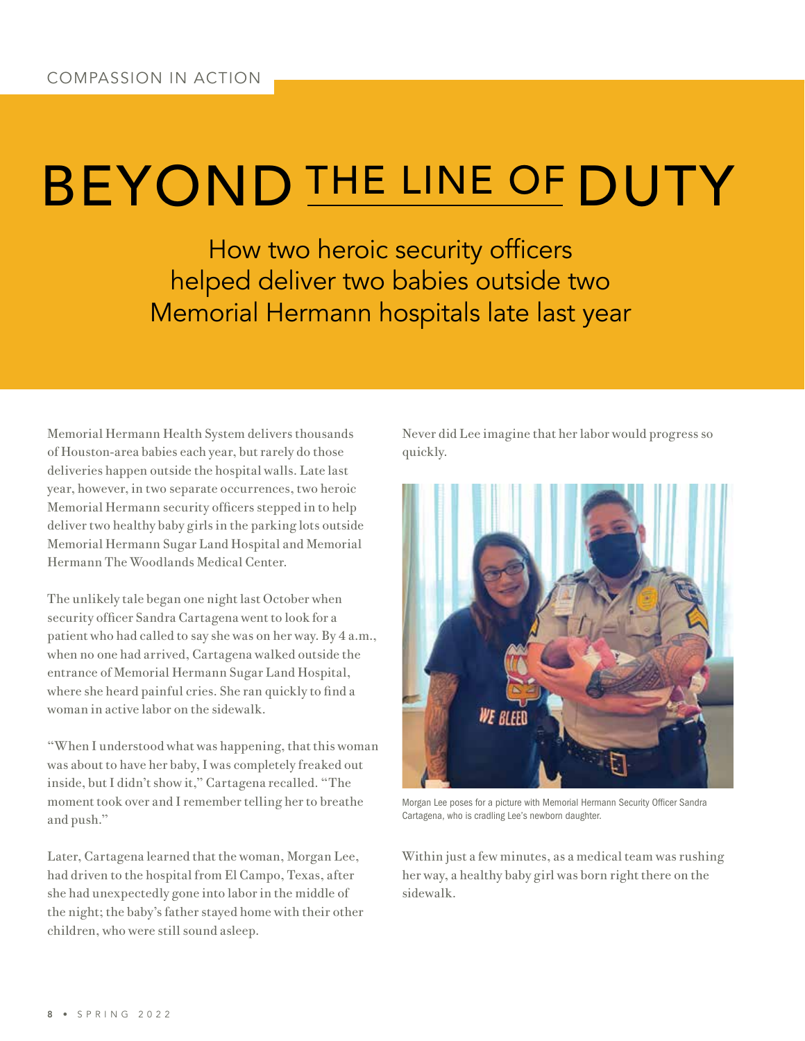COMPASSION IN ACTION

# BEYOND THE LINE OF DUTY

## How two heroic security officers helped deliver two babies outside two Memorial Hermann hospitals late last year

Memorial Hermann Health System delivers thousands of Houston-area babies each year, but rarely do those deliveries happen outside the hospital walls. Late last year, however, in two separate occurrences, two heroic Memorial Hermann security officers stepped in to help deliver two healthy baby girls in the parking lots outside Memorial Hermann Sugar Land Hospital and Memorial Hermann The Woodlands Medical Center.

The unlikely tale began one night last October when security officer Sandra Cartagena went to look for a patient who had called to say she was on her way. By 4 a.m., when no one had arrived, Cartagena walked outside the entrance of Memorial Hermann Sugar Land Hospital, where she heard painful cries. She ran quickly to find a woman in active labor on the sidewalk.

"When I understood what was happening, that this woman was about to have her baby, I was completely freaked out inside, but I didn't show it," Cartagena recalled. "The moment took over and I remember telling her to breathe and push."

Later, Cartagena learned that the woman, Morgan Lee, had driven to the hospital from El Campo, Texas, after she had unexpectedly gone into labor in the middle of the night; the baby's father stayed home with their other children, who were still sound asleep.

Never did Lee imagine that her labor would progress so quickly.

Morgan Lee poses for a picture with Memorial Hermann Security Officer Sandra Cartagena, who is cradling Lee's newborn daughter.

Within just a few minutes, as a medical team was rushing her way, a healthy baby girl was born right there on the sidewalk.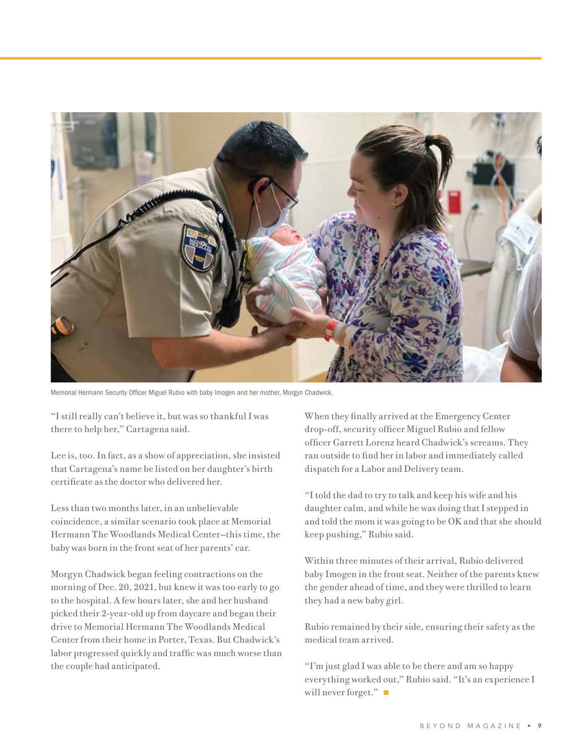Memorial Hermann Security Officer Miguel Rubio with baby Imogen and her mother, Morgyn Chadwick.

"I still really can't believe it, but was so thankful I was there to help her," Cartagena said.

Lee is, too. In fact, as a show of appreciation, she insisted that Cartagena's name be listed on her daughter's birth certificate as the doctor who delivered her.

Less than two months later, in an unbelievable coincidence, a similar scenario took place at Memorial Hermann The Woodlands Medical Center–this time, the baby was born in the front seat of her parents' car.

Morgyn Chadwick began feeling contractions on the morning of Dec. 20, 2021, but knew it was too early to go to the hospital. A few hours later, she and her husband picked their 2-year-old up from daycare and began their drive to Memorial Hermann The Woodlands Medical Center from their home in Porter, Texas. But Chadwick's labor progressed quickly and traffic was much worse than the couple had anticipated.

When they finally arrived at the Emergency Center drop-off, security officer Miguel Rubio and fellow officer Garrett Lorenz heard Chadwick's screams. They ran outside to find her in labor and immediately called dispatch for a Labor and Delivery team.

"I told the dad to try to talk and keep his wife and his daughter calm, and while he was doing that I stepped in and told the mom it was going to be OK and that she should keep pushing," Rubio said.

Within three minutes of their arrival, Rubio delivered baby Imogen in the front seat. Neither of the parents knew the gender ahead of time, and they were thrilled to learn they had a new baby girl.

Rubio remained by their side, ensuring their safety as the medical team arrived.

"I'm just glad I was able to be there and am so happy everything worked out," Rubio said. "It's an experience I will never forget." ■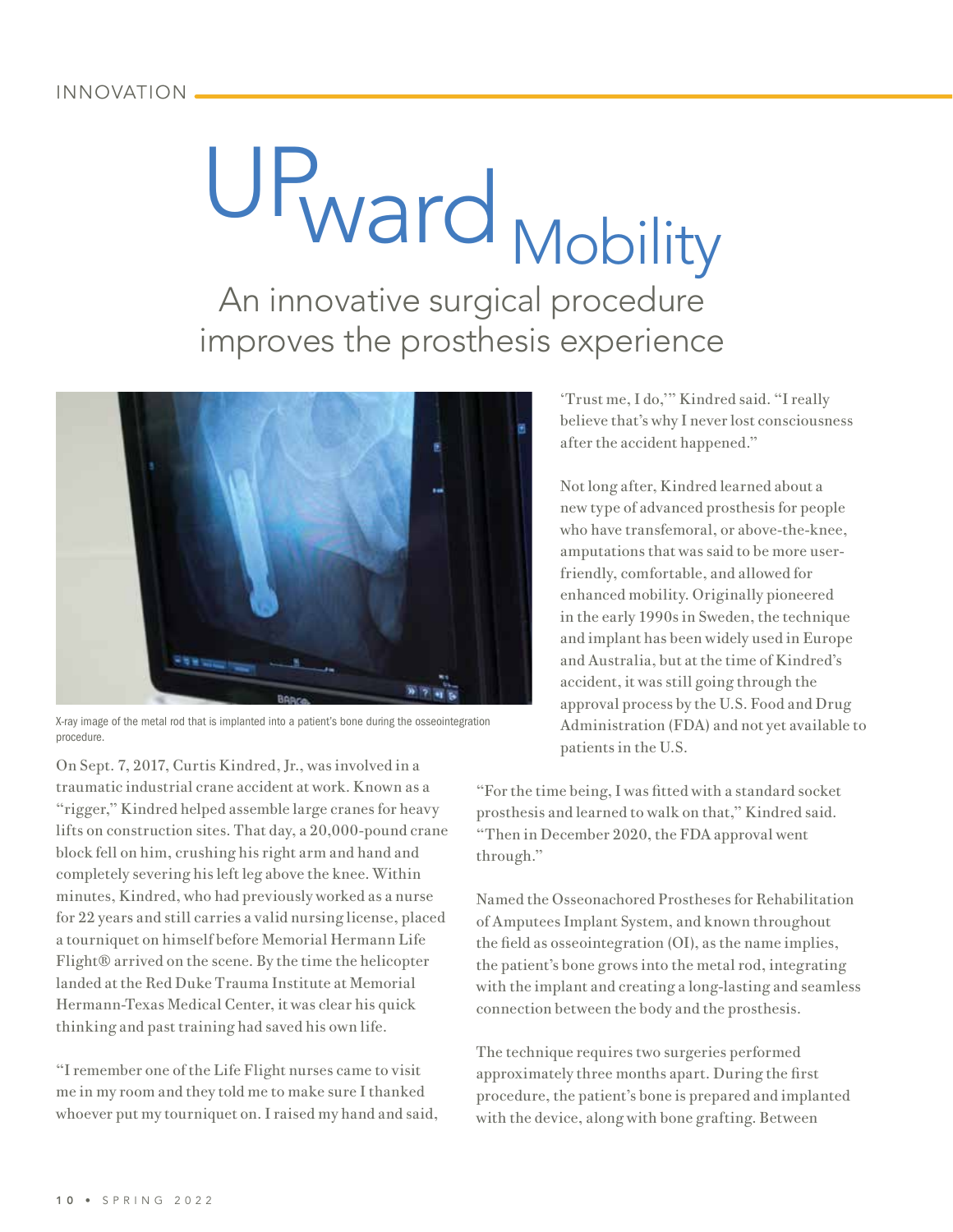INNOVATION

# UPward Mobility

## An innovative surgical procedure improves the prosthesis experience

X-ray image of the metal rod that is implanted into a patient's bone during the osseointegration procedure.

On Sept. 7, 2017, Curtis Kindred, Jr., was involved in a traumatic industrial crane accident at work. Known as a "rigger," Kindred helped assemble large cranes for heavy lifts on construction sites. That day, a 20,000-pound crane block fell on him, crushing his right arm and hand and completely severing his left leg above the knee. Within minutes, Kindred, who had previously worked as a nurse for 22 years and still carries a valid nursing license, placed a tourniquet on himself before Memorial Hermann Life Flight® arrived on the scene. By the time the helicopter landed at the Red Duke Trauma Institute at Memorial Hermann-Texas Medical Center, it was clear his quick thinking and past training had saved his own life.

"I remember one of the Life Flight nurses came to visit me in my room and they told me to make sure I thanked whoever put my tourniquet on. I raised my hand and said, 'Trust me, I do,'" Kindred said. "I really believe that's why I never lost consciousness after the accident happened."

Not long after, Kindred learned about a new type of advanced prosthesis for people who have transfemoral, or above-the-knee, amputations that was said to be more user-friendly, comfortable, and allowed for enhanced mobility. Originally pioneered in the early 1990s in Sweden, the technique and implant has been widely used in Europe and Australia, but at the time of Kindred's accident, it was still going through the approval process by the U.S. Food and Drug Administration (FDA) and not yet available to patients in the U.S.

"For the time being, I was fitted with a standard socket prosthesis and learned to walk on that," Kindred said. "Then in December 2020, the FDA approval went through."

Named the Osseoanchored Prostheses for Rehabilitation of Amputees Implant System, and known throughout the field as osseointegration (OI), as the name implies, the patient's bone grows into the metal rod, integrating with the implant and creating a long-lasting and seamless connection between the body and the prosthesis.

The technique requires two surgeries performed approximately three months apart. During the first procedure, the patient's bone is prepared and implanted with the device, along with bone grafting. Between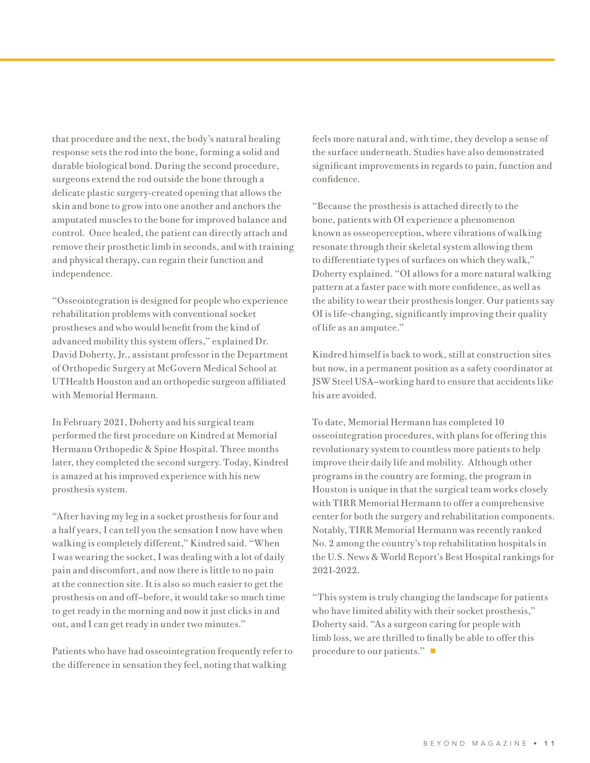that procedure and the next, the body's natural healing response sets the rod into the bone, forming a solid and durable biological bond. During the second procedure, surgeons extend the rod outside the bone through a delicate plastic surgery-created opening that allows the skin and bone to grow into one another and anchors the amputated muscles to the bone for improved balance and control. Once healed, the patient can directly attach and remove their prosthetic limb in seconds, and with training and physical therapy, can regain their function and independence.

"Osseointegration is designed for people who experience rehabilitation problems with conventional socket prostheses and who would benefit from the kind of advanced mobility this system offers," explained Dr. David Doherty, Jr., assistant professor in the Department of Orthopedic Surgery at McGovern Medical School at UTHealth Houston and an orthopedic surgeon affiliated with Memorial Hermann.

In February 2021, Doherty and his surgical team performed the first procedure on Kindred at Memorial Hermann Orthopedic & Spine Hospital. Three months later, they completed the second surgery. Today, Kindred is amazed at his improved experience with his new prosthesis system.

"After having my leg in a socket prosthesis for four and a half years, I can tell you the sensation I now have when walking is completely different," Kindred said. "When I was wearing the socket, I was dealing with a lot of daily pain and discomfort, and now there is little to no pain at the connection site. It is also so much easier to get the prosthesis on and off–before, it would take so much time to get ready in the morning and now it just clicks in and out, and I can get ready in under two minutes."

Patients who have had osseointegration frequently refer to the difference in sensation they feel, noting that walking feels more natural and, with time, they develop a sense of the surface underneath. Studies have also demonstrated significant improvements in regards to pain, function and confidence.

"Because the prosthesis is attached directly to the bone, patients with OI experience a phenomenon known as osseoperception, where vibrations of walking resonate through their skeletal system allowing them to differentiate types of surfaces on which they walk," Doherty explained. "OI allows for a more natural walking pattern at a faster pace with more confidence, as well as the ability to wear their prosthesis longer. Our patients say OI is life-changing, significantly improving their quality of life as an amputee."

Kindred himself is back to work, still at construction sites but now, in a permanent position as a safety coordinator at JSW Steel USA–working hard to ensure that accidents like his are avoided.

To date, Memorial Hermann has completed 10 osseointegration procedures, with plans for offering this revolutionary system to countless more patients to help improve their daily life and mobility. Although other programs in the country are forming, the program in Houston is unique in that the surgical team works closely with TIRR Memorial Hermann to offer a comprehensive center for both the surgery and rehabilitation components. Notably, TIRR Memorial Hermann was recently ranked No. 2 among the country's top rehabilitation hospitals in the U.S. News & World Report's Best Hospital rankings for 2021-2022.

"This system is truly changing the landscape for patients who have limited ability with their socket prosthesis," Doherty said. "As a surgeon caring for people with limb loss, we are thrilled to finally be able to offer this procedure to our patients." ■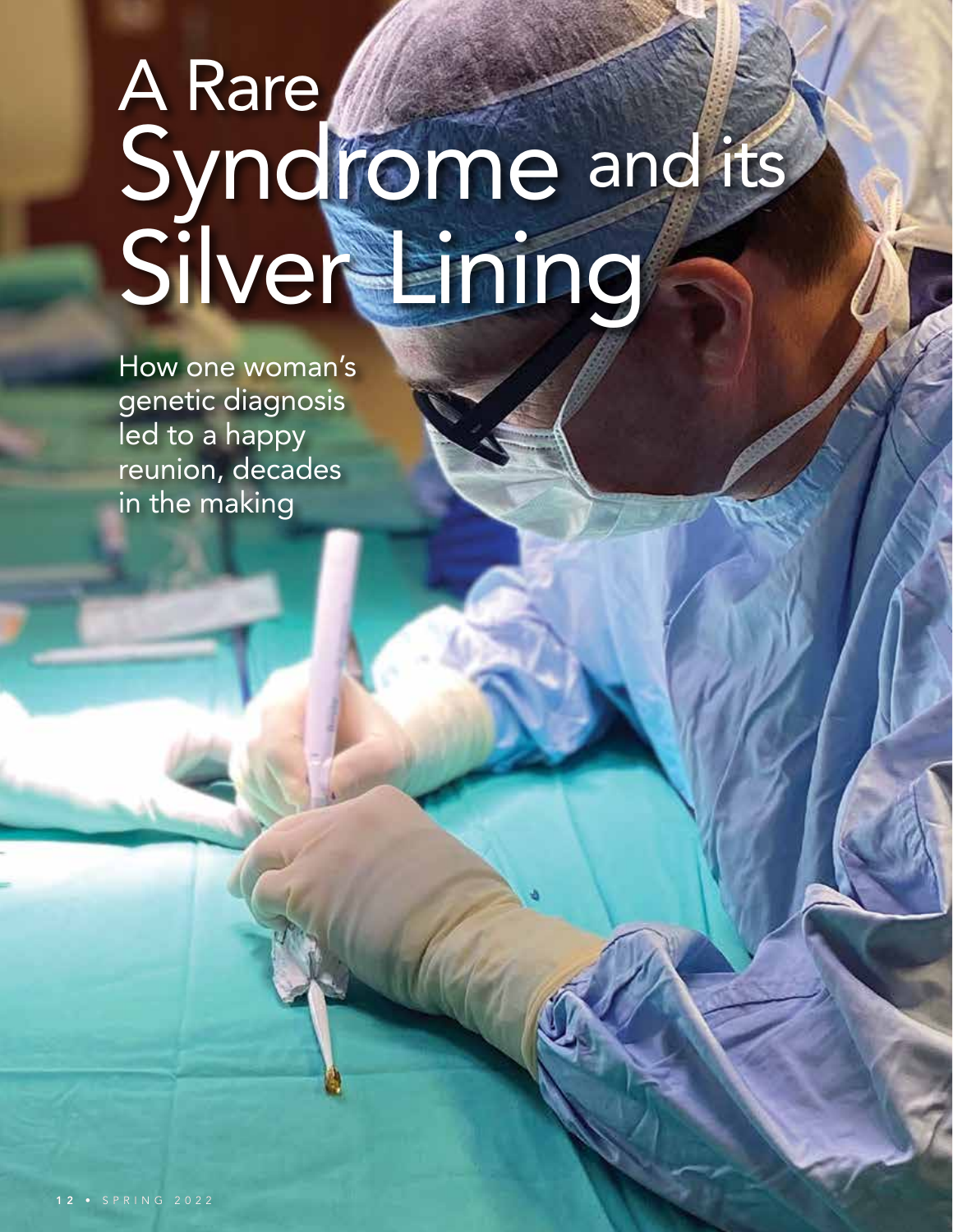# A Rare Syndrome and its Silver Lining

How one woman's genetic diagnosis led to a happy reunion, decades in the making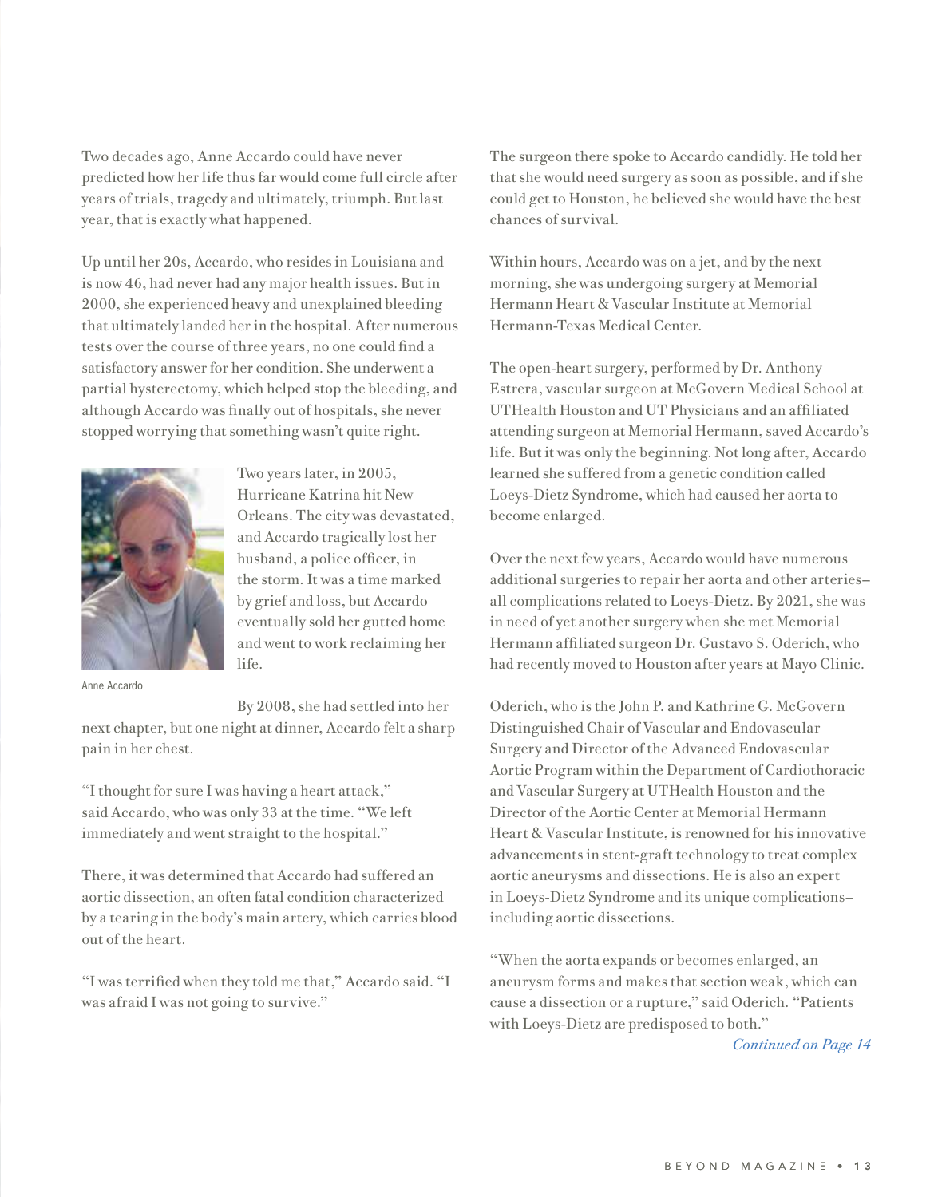Two decades ago, Anne Accardo could have never predicted how her life thus far would come full circle after years of trials, tragedy and ultimately, triumph. But last year, that is exactly what happened.

Up until her 20s, Accardo, who resides in Louisiana and is now 46, had never had any major health issues. But in 2000, she experienced heavy and unexplained bleeding that ultimately landed her in the hospital. After numerous tests over the course of three years, no one could find a satisfactory answer for her condition. She underwent a partial hysterectomy, which helped stop the bleeding, and although Accardo was finally out of hospitals, she never stopped worrying that something wasn't quite right.

Anne Accardo

Two years later, in 2005, Hurricane Katrina hit New Orleans. The city was devastated, and Accardo tragically lost her husband, a police officer, in the storm. It was a time marked by grief and loss, but Accardo eventually sold her gutted home and went to work reclaiming her life.

By 2008, she had settled into her next chapter, but one night at dinner, Accardo felt a sharp pain in her chest.

"I thought for sure I was having a heart attack," said Accardo, who was only 33 at the time. "We left immediately and went straight to the hospital."

There, it was determined that Accardo had suffered an aortic dissection, an often fatal condition characterized by a tearing in the body's main artery, which carries blood out of the heart.

"I was terrified when they told me that," Accardo said. "I was afraid I was not going to survive."

The surgeon there spoke to Accardo candidly. He told her that she would need surgery as soon as possible, and if she could get to Houston, he believed she would have the best chances of survival.

Within hours, Accardo was on a jet, and by the next morning, she was undergoing surgery at Memorial Hermann Heart & Vascular Institute at Memorial Hermann-Texas Medical Center.

The open-heart surgery, performed by Dr. Anthony Estrera, vascular surgeon at McGovern Medical School at UTHealth Houston and UT Physicians and an affiliated attending surgeon at Memorial Hermann, saved Accardo's life. But it was only the beginning. Not long after, Accardo learned she suffered from a genetic condition called Loeys-Dietz Syndrome, which had caused her aorta to become enlarged.

Over the next few years, Accardo would have numerous additional surgeries to repair her aorta and other arteries–all complications related to Loeys-Dietz. By 2021, she was in need of yet another surgery when she met Memorial Hermann affiliated surgeon Dr. Gustavo S. Oderich, who had recently moved to Houston after years at Mayo Clinic.

Oderich, who is the John P. and Kathrine G. McGovern Distinguished Chair of Vascular and Endovascular Surgery and Director of the Advanced Endovascular Aortic Program within the Department of Cardiothoracic and Vascular Surgery at UTHealth Houston and the Director of the Aortic Center at Memorial Hermann Heart & Vascular Institute, is renowned for his innovative advancements in stent-graft technology to treat complex aortic aneurysms and dissections. He is also an expert in Loeys-Dietz Syndrome and its unique complications–including aortic dissections.

"When the aorta expands or becomes enlarged, an aneurysm forms and makes that section weak, which can cause a dissection or a rupture," said Oderich. "Patients with Loeys-Dietz are predisposed to both."

*Continued on Page 14*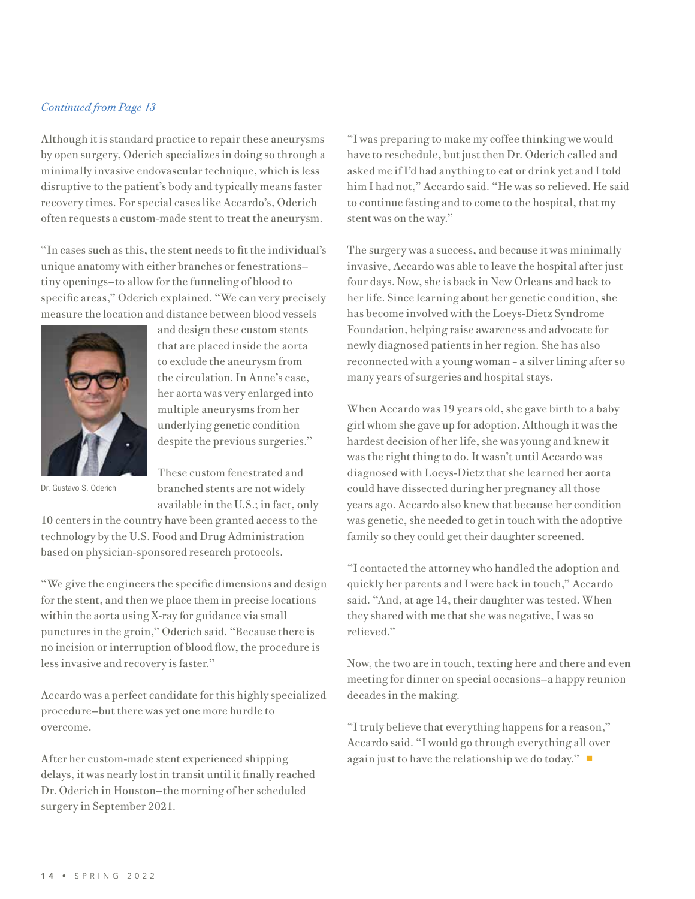*Continued from Page 13*

Although it is standard practice to repair these aneurysms by open surgery, Oderich specializes in doing so through a minimally invasive endovascular technique, which is less disruptive to the patient's body and typically means faster recovery times. For special cases like Accardo's, Oderich often requests a custom-made stent to treat the aneurysm.

"In cases such as this, the stent needs to fit the individual's unique anatomy with either branches or fenestrations–tiny openings–to allow for the funneling of blood to specific areas," Oderich explained. "We can very precisely measure the location and distance between blood vessels and design these custom stents that are placed inside the aorta to exclude the aneurysm from the circulation. In Anne's case, her aorta was very enlarged into multiple aneurysms from her underlying genetic condition despite the previous surgeries."

Dr. Gustavo S. Oderich

These custom fenestrated and branched stents are not widely available in the U.S.; in fact, only 10 centers in the country have been granted access to the technology by the U.S. Food and Drug Administration based on physician-sponsored research protocols.

"We give the engineers the specific dimensions and design for the stent, and then we place them in precise locations within the aorta using X-ray for guidance via small punctures in the groin," Oderich said. "Because there is no incision or interruption of blood flow, the procedure is less invasive and recovery is faster."

Accardo was a perfect candidate for this highly specialized procedure–but there was yet one more hurdle to overcome.

After her custom-made stent experienced shipping delays, it was nearly lost in transit until it finally reached Dr. Oderich in Houston–the morning of her scheduled surgery in September 2021.

"I was preparing to make my coffee thinking we would have to reschedule, but just then Dr. Oderich called and asked me if I'd had anything to eat or drink yet and I told him I had not," Accardo said. "He was so relieved. He said to continue fasting and to come to the hospital, that my stent was on the way."

The surgery was a success, and because it was minimally invasive, Accardo was able to leave the hospital after just four days. Now, she is back in New Orleans and back to her life. Since learning about her genetic condition, she has become involved with the Loeys-Dietz Syndrome Foundation, helping raise awareness and advocate for newly diagnosed patients in her region. She has also reconnected with a young woman - a silver lining after so many years of surgeries and hospital stays.

When Accardo was 19 years old, she gave birth to a baby girl whom she gave up for adoption. Although it was the hardest decision of her life, she was young and knew it was the right thing to do. It wasn't until Accardo was diagnosed with Loeys-Dietz that she learned her aorta could have dissected during her pregnancy all those years ago. Accardo also knew that because her condition was genetic, she needed to get in touch with the adoptive family so they could get their daughter screened.

"I contacted the attorney who handled the adoption and quickly her parents and I were back in touch," Accardo said. "And, at age 14, their daughter was tested. When they shared with me that she was negative, I was so relieved."

Now, the two are in touch, texting here and there and even meeting for dinner on special occasions–a happy reunion decades in the making.

"I truly believe that everything happens for a reason," Accardo said. "I would go through everything all over again just to have the relationship we do today." ■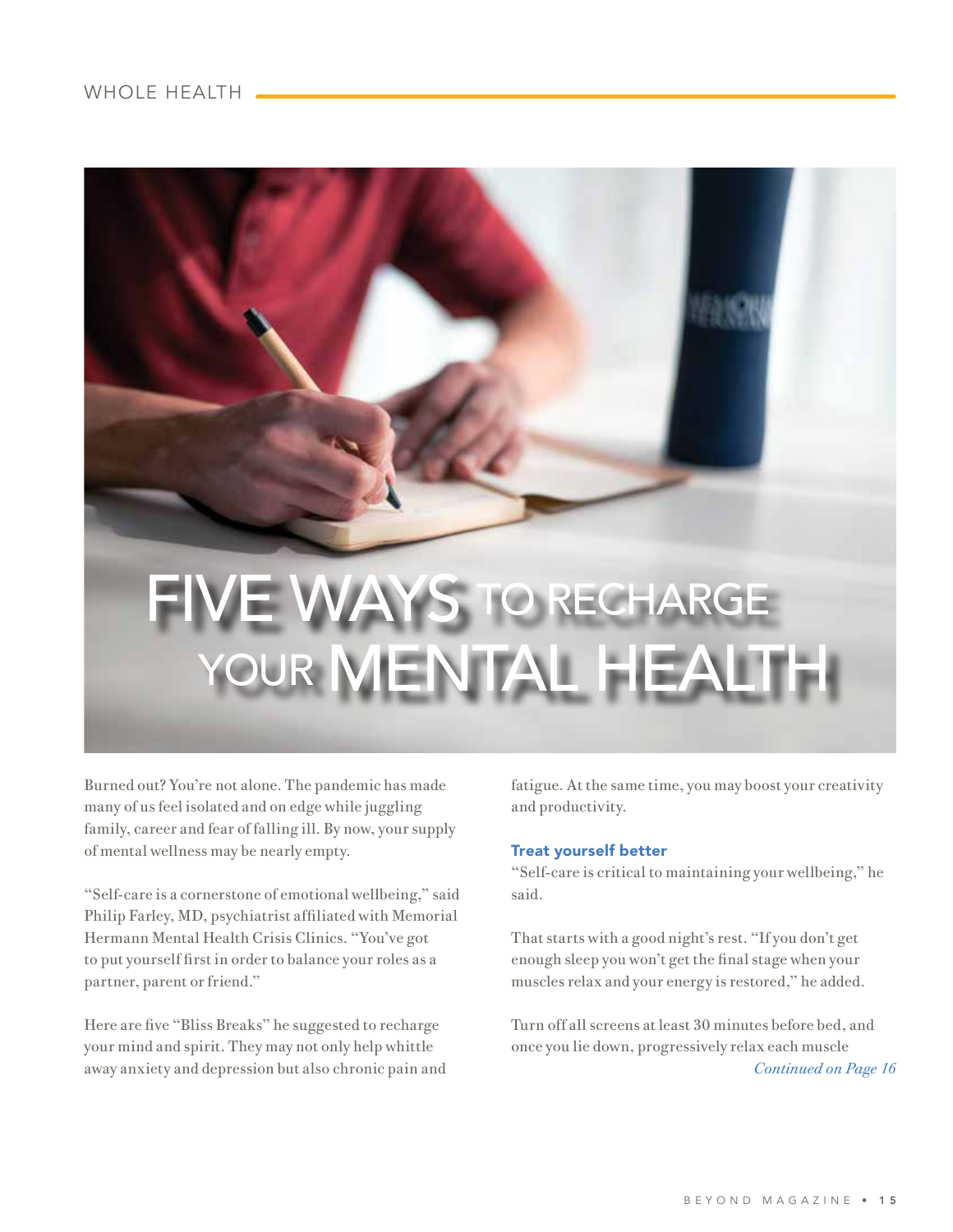# FIVE WAYS TO RECHARGE YOUR MENTAL HEALTH

Burned out? You're not alone. The pandemic has made many of us feel isolated and on edge while juggling family, career and fear of falling ill. By now, your supply of mental wellness may be nearly empty.

"Self-care is a cornerstone of emotional wellbeing," said Philip Farley, MD, psychiatrist affiliated with Memorial Hermann Mental Health Crisis Clinics. "You've got to put yourself first in order to balance your roles as a partner, parent or friend."

Here are five "Bliss Breaks" he suggested to recharge your mind and spirit. They may not only help whittle away anxiety and depression but also chronic pain and fatigue. At the same time, you may boost your creativity and productivity.

## Treat yourself better

"Self-care is critical to maintaining your wellbeing," he said.

That starts with a good night's rest. "If you don't get enough sleep you won't get the final stage when your muscles relax and your energy is restored," he added.

Turn off all screens at least 30 minutes before bed, and once you lie down, progressively relax each muscle

*Continued on Page 16*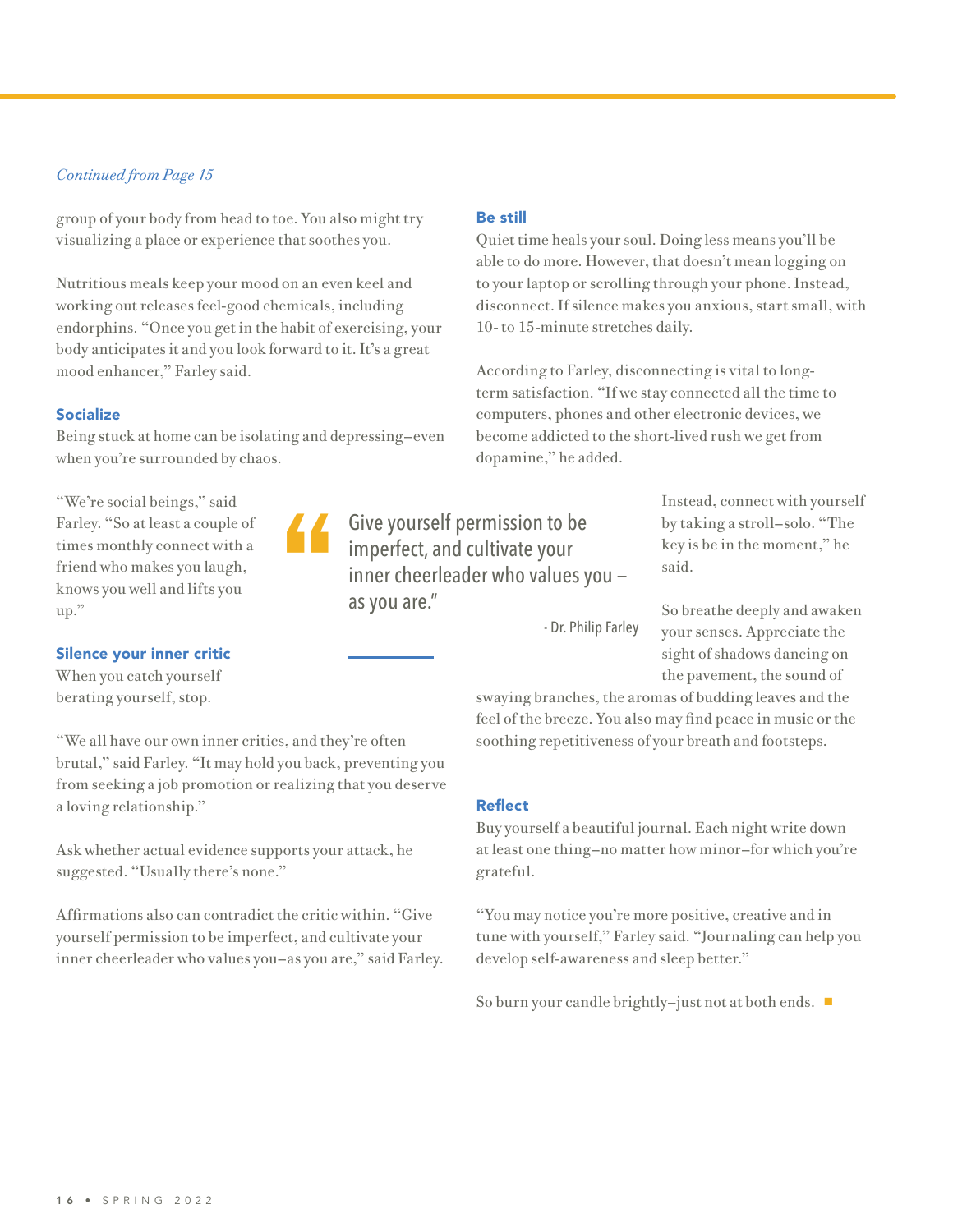*Continued from Page 15*

group of your body from head to toe. You also might try visualizing a place or experience that soothes you.

Nutritious meals keep your mood on an even keel and working out releases feel-good chemicals, including endorphins. "Once you get in the habit of exercising, your body anticipates it and you look forward to it. It's a great mood enhancer," Farley said.

### Socialize

Being stuck at home can be isolating and depressing—even when you're surrounded by chaos.

"We're social beings," said Farley. "So at least a couple of times monthly connect with a friend who makes you laugh, knows you well and lifts you up."

### Silence your inner critic

When you catch yourself berating yourself, stop.

"We all have our own inner critics, and they're often brutal," said Farley. "It may hold you back, preventing you from seeking a job promotion or realizing that you deserve a loving relationship."

Ask whether actual evidence supports your attack, he suggested. "Usually there's none."

Affirmations also can contradict the critic within. "Give yourself permission to be imperfect, and cultivate your inner cheerleader who values you—as you are," said Farley.

> "Give yourself permission to be imperfect, and cultivate your inner cheerleader who values you – as you are."
>
> - Dr. Philip Farley

### Be still

Quiet time heals your soul. Doing less means you'll be able to do more. However, that doesn't mean logging on to your laptop or scrolling through your phone. Instead, disconnect. If silence makes you anxious, start small, with 10- to 15-minute stretches daily.

According to Farley, disconnecting is vital to long-term satisfaction. "If we stay connected all the time to computers, phones and other electronic devices, we become addicted to the short-lived rush we get from dopamine," he added.

Instead, connect with yourself by taking a stroll—solo. "The key is be in the moment," he said.

So breathe deeply and awaken your senses. Appreciate the sight of shadows dancing on the pavement, the sound of swaying branches, the aromas of budding leaves and the feel of the breeze. You also may find peace in music or the soothing repetitiveness of your breath and footsteps.

### Reflect

Buy yourself a beautiful journal. Each night write down at least one thing—no matter how minor—for which you're grateful.

"You may notice you're more positive, creative and in tune with yourself," Farley said. "Journaling can help you develop self-awareness and sleep better."

So burn your candle brightly—just not at both ends. ■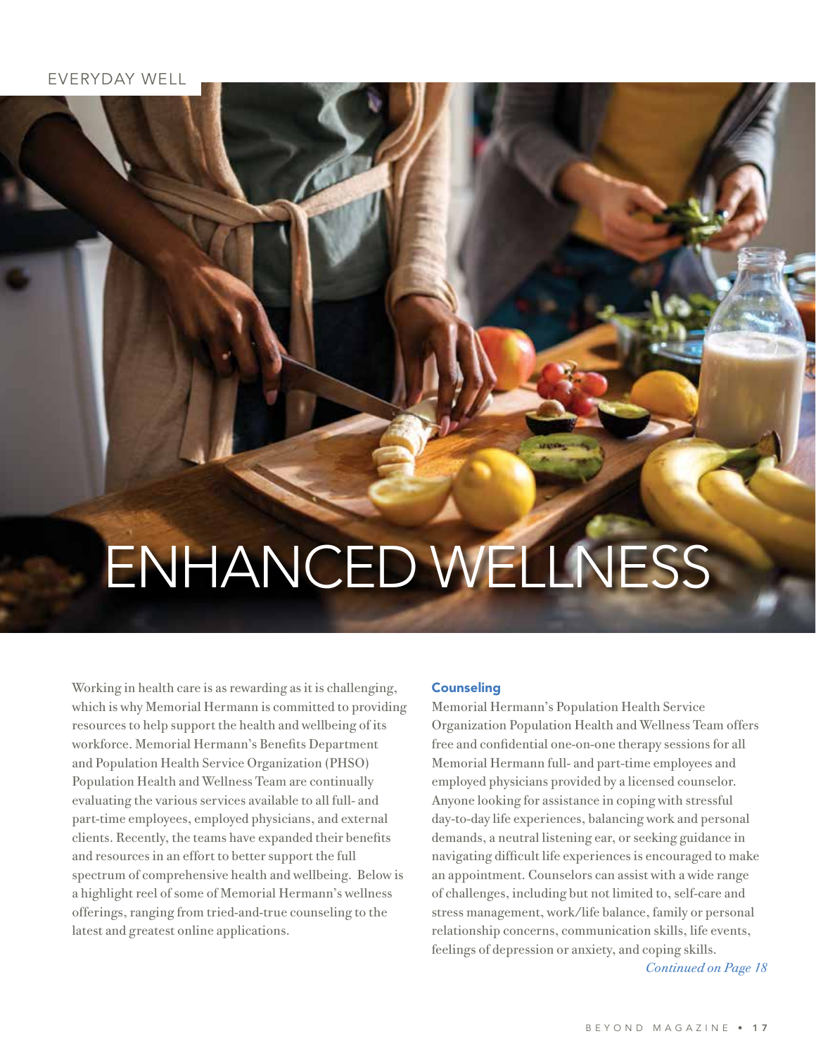EVERYDAY WELL

# ENHANCED WELLNESS

Working in health care is as rewarding as it is challenging, which is why Memorial Hermann is committed to providing resources to help support the health and wellbeing of its workforce. Memorial Hermann's Benefits Department and Population Health Service Organization (PHSO) Population Health and Wellness Team are continually evaluating the various services available to all full- and part-time employees, employed physicians, and external clients. Recently, the teams have expanded their benefits and resources in an effort to better support the full spectrum of comprehensive health and wellbeing. Below is a highlight reel of some of Memorial Hermann's wellness offerings, ranging from tried-and-true counseling to the latest and greatest online applications.

## Counseling

Memorial Hermann's Population Health Service Organization Population Health and Wellness Team offers free and confidential one-on-one therapy sessions for all Memorial Hermann full- and part-time employees and employed physicians provided by a licensed counselor. Anyone looking for assistance in coping with stressful day-to-day life experiences, balancing work and personal demands, a neutral listening ear, or seeking guidance in navigating difficult life experiences is encouraged to make an appointment. Counselors can assist with a wide range of challenges, including but not limited to, self-care and stress management, work/life balance, family or personal relationship concerns, communication skills, life events, feelings of depression or anxiety, and coping skills.

*Continued on Page 18*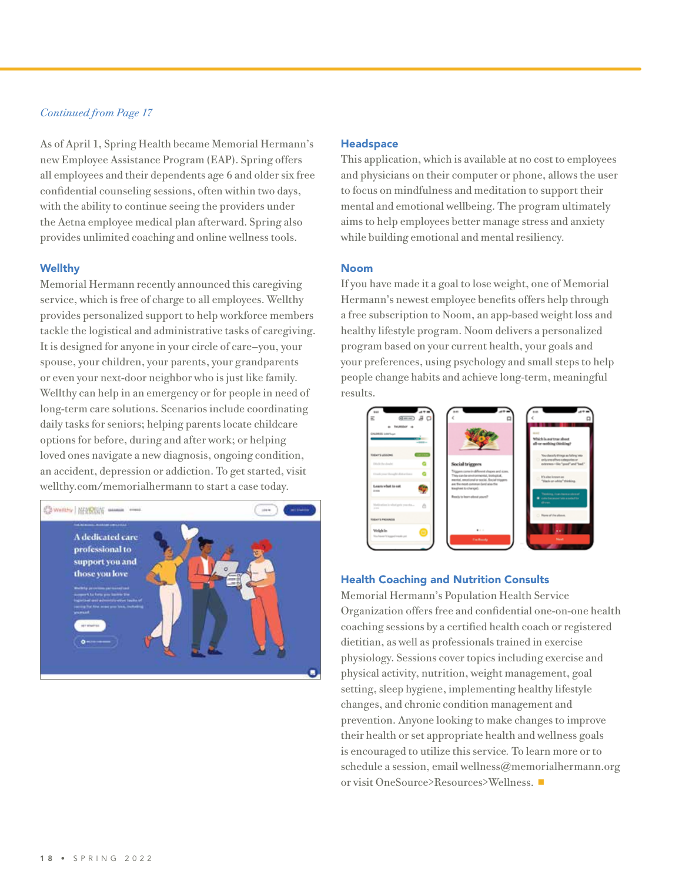*Continued from Page 17*

As of April 1, Spring Health became Memorial Hermann's new Employee Assistance Program (EAP). Spring offers all employees and their dependents age 6 and older six free confidential counseling sessions, often within two days, with the ability to continue seeing the providers under the Aetna employee medical plan afterward. Spring also provides unlimited coaching and online wellness tools.

### Wellthy

Memorial Hermann recently announced this caregiving service, which is free of charge to all employees. Wellthy provides personalized support to help workforce members tackle the logistical and administrative tasks of caregiving. It is designed for anyone in your circle of care–you, your spouse, your children, your parents, your grandparents or even your next-door neighbor who is just like family. Wellthy can help in an emergency or for people in need of long-term care solutions. Scenarios include coordinating daily tasks for seniors; helping parents locate childcare options for before, during and after work; or helping loved ones navigate a new diagnosis, ongoing condition, an accident, depression or addiction. To get started, visit wellthy.com/memorialhermann to start a case today.

### Headspace

This application, which is available at no cost to employees and physicians on their computer or phone, allows the user to focus on mindfulness and meditation to support their mental and emotional wellbeing. The program ultimately aims to help employees better manage stress and anxiety while building emotional and mental resiliency.

### Noom

If you have made it a goal to lose weight, one of Memorial Hermann's newest employee benefits offers help through a free subscription to Noom, an app-based weight loss and healthy lifestyle program. Noom delivers a personalized program based on your current health, your goals and your preferences, using psychology and small steps to help people change habits and achieve long-term, meaningful results.

### Health Coaching and Nutrition Consults

Memorial Hermann's Population Health Service Organization offers free and confidential one-on-one health coaching sessions by a certified health coach or registered dietitian, as well as professionals trained in exercise physiology. Sessions cover topics including exercise and physical activity, nutrition, weight management, goal setting, sleep hygiene, implementing healthy lifestyle changes, and chronic condition management and prevention. Anyone looking to make changes to improve their health or set appropriate health and wellness goals is encouraged to utilize this service. To learn more or to schedule a session, email wellness@memorialhermann.org or visit OneSource>Resources>Wellness. ■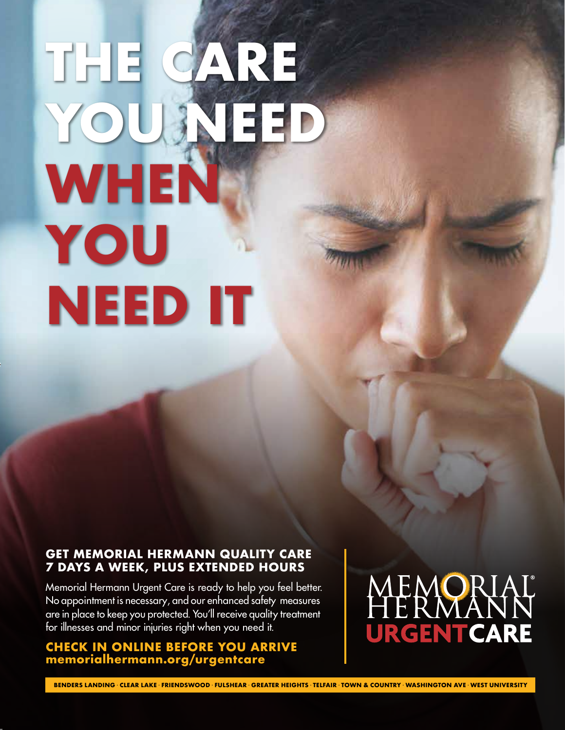# THE CARE YOU NEED WHEN YOU NEED IT

## GET MEMORIAL HERMANN QUALITY CARE 7 DAYS A WEEK, PLUS EXTENDED HOURS

Memorial Hermann Urgent Care is ready to help you feel better. No appointment is necessary, and our enhanced safety measures are in place to keep you protected. You'll receive quality treatment for illnesses and minor injuries right when you need it.

**CHECK IN ONLINE BEFORE YOU ARRIVE**
**memorialhermann.org/urgentcare**

MEMORIAL HERMANN® URGENTCARE

BENDERS LANDING · CLEAR LAKE · FRIENDSWOOD · FULSHEAR · GREATER HEIGHTS · TELFAIR · TOWN & COUNTRY · WASHINGTON AVE · WEST UNIVERSITY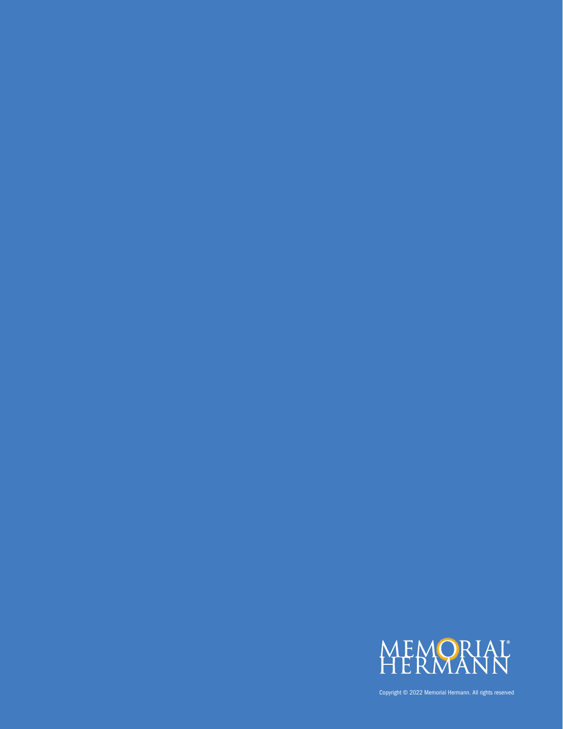MEMORIAL HERMANN

Copyright © 2022 Memorial Hermann. All rights reserved